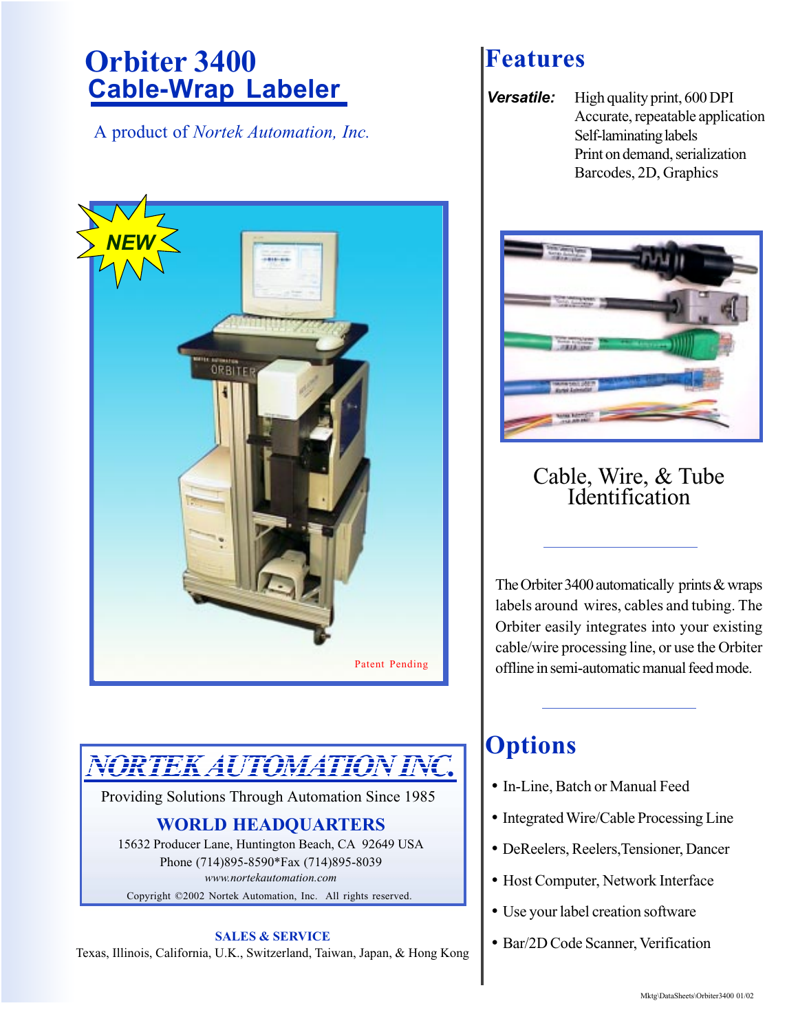# Orbiter 3400

## Cable-Wrap Labeler

A product of *Nortek Automation, Inc.*

NEW

Patent Pending

## *NORTEK AUTOMATION INC.*

Providing Solutions Through Automation Since 1985

**WORLD HEADQUARTERS**

15632 Producer Lane, Huntington Beach, CA 92649 USA

Phone (714)895-8590*Fax (714)895-8039

*www.nortekautomation.com*

Copyright ©2002 Nortek Automation, Inc. All rights reserved.

**SALES & SERVICE**

Texas, Illinois, California, U.K., Switzerland, Taiwan, Japan, & Hong Kong

# Features

***Versatile:***
High quality print, 600 DPI
Accurate, repeatable application
Self-laminating labels
Print on demand, serialization
Barcodes, 2D, Graphics

Cable, Wire, & Tube Identification

The Orbiter 3400 automatically prints & wraps labels around wires, cables and tubing. The Orbiter easily integrates into your existing cable/wire processing line, or use the Orbiter offline in semi-automatic manual feed mode.

# Options

- In-Line, Batch or Manual Feed
- Integrated Wire/Cable Processing Line
- DeReelers, Reelers, Tensioner, Dancer
- Host Computer, Network Interface
- Use your label creation software
- Bar/2D Code Scanner, Verification

Mktg\DataSheets\Orbiter3400 01/02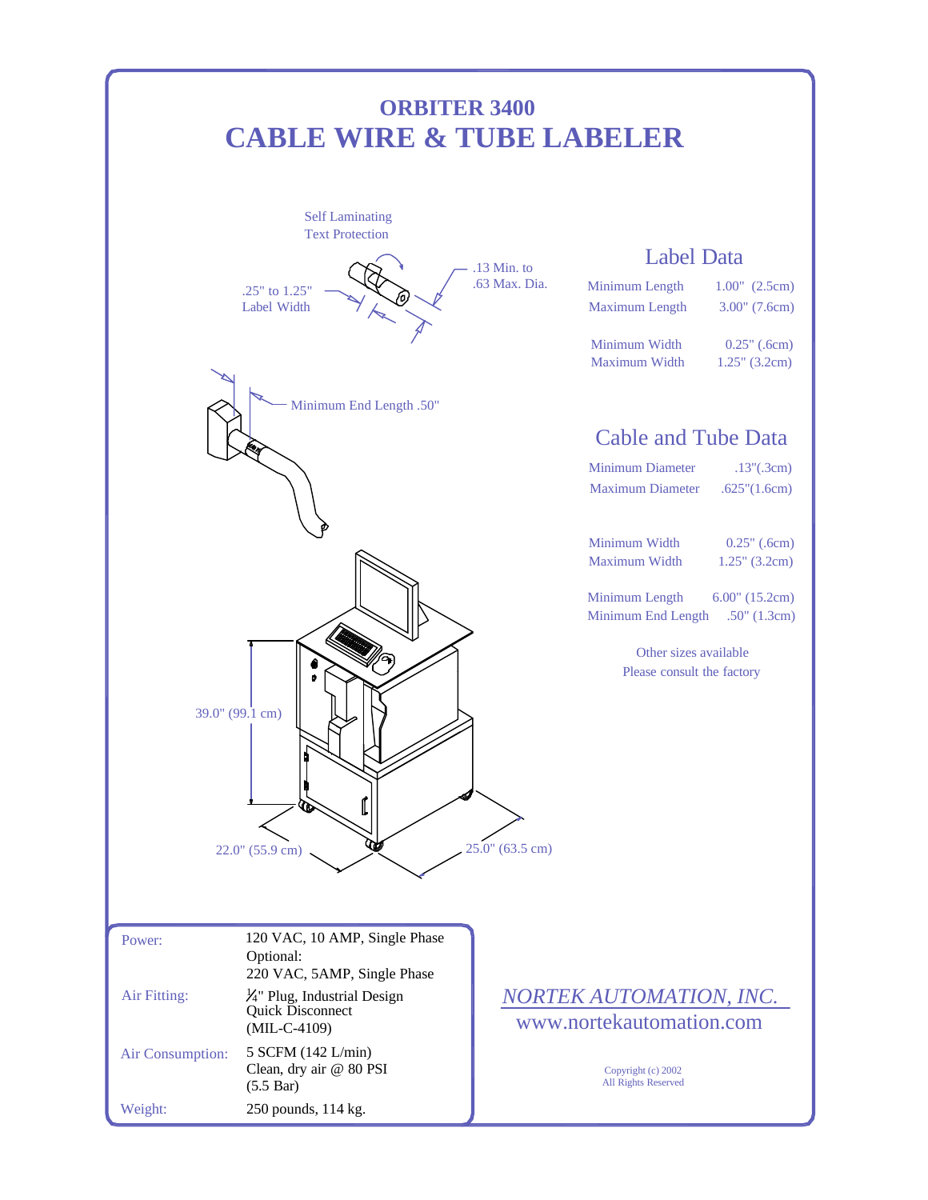# ORBITER 3400

# CABLE WIRE & TUBE LABELER

Self Laminating
Text Protection

.25" to 1.25"
Label Width

.13 Min. to
.63 Max. Dia.

Minimum End Length .50"

39.0" (99.1 cm)

22.0" (55.9 cm)

25.0" (63.5 cm)

## Label Data

| | |
|---|---|
| Minimum Length | 1.00" (2.5cm) |
| Maximum Length | 3.00" (7.6cm) |
| Minimum Width | 0.25" (.6cm) |
| Maximum Width | 1.25" (3.2cm) |

## Cable and Tube Data

| | |
|---|---|
| Minimum Diameter | .13"(.3cm) |
| Maximum Diameter | .625"(1.6cm) |
| Minimum Width | 0.25" (.6cm) |
| Maximum Width | 1.25" (3.2cm) |
| Minimum Length | 6.00" (15.2cm) |
| Minimum End Length | .50" (1.3cm) |

Other sizes available
Please consult the factory

| | |
|---|---|
| Power: | 120 VAC, 10 AMP, Single Phase<br>Optional:<br>220 VAC, 5AMP, Single Phase |
| Air Fitting: | ¼" Plug, Industrial Design<br>Quick Disconnect<br>(MIL-C-4109) |
| Air Consumption: | 5 SCFM (142 L/min)<br>Clean, dry air @ 80 PSI<br>(5.5 Bar) |
| Weight: | 250 pounds, 114 kg. |

*NORTEK AUTOMATION, INC.*

www.nortekautomation.com

Copyright (c) 2002
All Rights Reserved